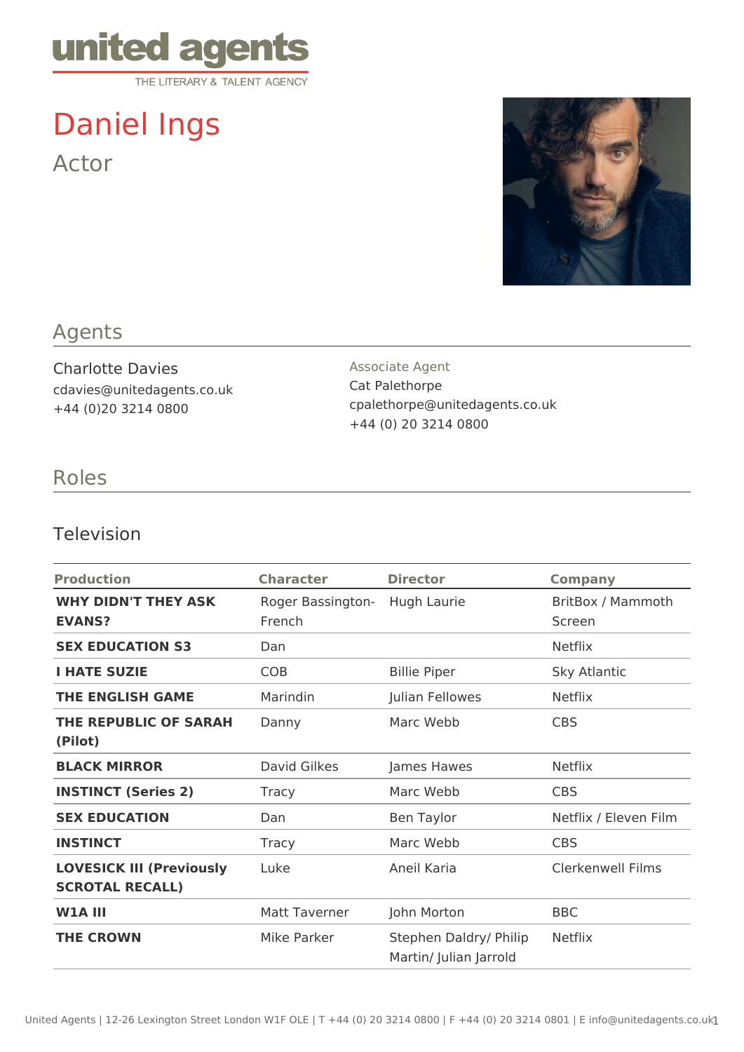united agents
THE LITERARY & TALENT AGENCY

# Daniel Ings

Actor

## Agents

Charlotte Davies
cdavies@unitedagents.co.uk
+44 (0)20 3214 0800

Associate Agent
Cat Palethorpe
cpalethorpe@unitedagents.co.uk
+44 (0) 20 3214 0800

## Roles

### Television

| Production | Character | Director | Company |
|---|---|---|---|
| **WHY DIDN'T THEY ASK EVANS?** | Roger Bassington-French | Hugh Laurie | BritBox / Mammoth Screen |
| **SEX EDUCATION S3** | Dan | | Netflix |
| **I HATE SUZIE** | COB | Billie Piper | Sky Atlantic |
| **THE ENGLISH GAME** | Marindin | Julian Fellowes | Netflix |
| **THE REPUBLIC OF SARAH (Pilot)** | Danny | Marc Webb | CBS |
| **BLACK MIRROR** | David Gilkes | James Hawes | Netflix |
| **INSTINCT (Series 2)** | Tracy | Marc Webb | CBS |
| **SEX EDUCATION** | Dan | Ben Taylor | Netflix / Eleven Film |
| **INSTINCT** | Tracy | Marc Webb | CBS |
| **LOVESICK III (Previously SCROTAL RECALL)** | Luke | Aneil Karia | Clerkenwell Films |
| **W1A III** | Matt Taverner | John Morton | BBC |
| **THE CROWN** | Mike Parker | Stephen Daldry/ Philip Martin/ Julian Jarrold | Netflix |

United Agents | 12-26 Lexington Street London W1F OLE | T +44 (0) 20 3214 0800 | F +44 (0) 20 3214 0801 | E info@unitedagents.co.uk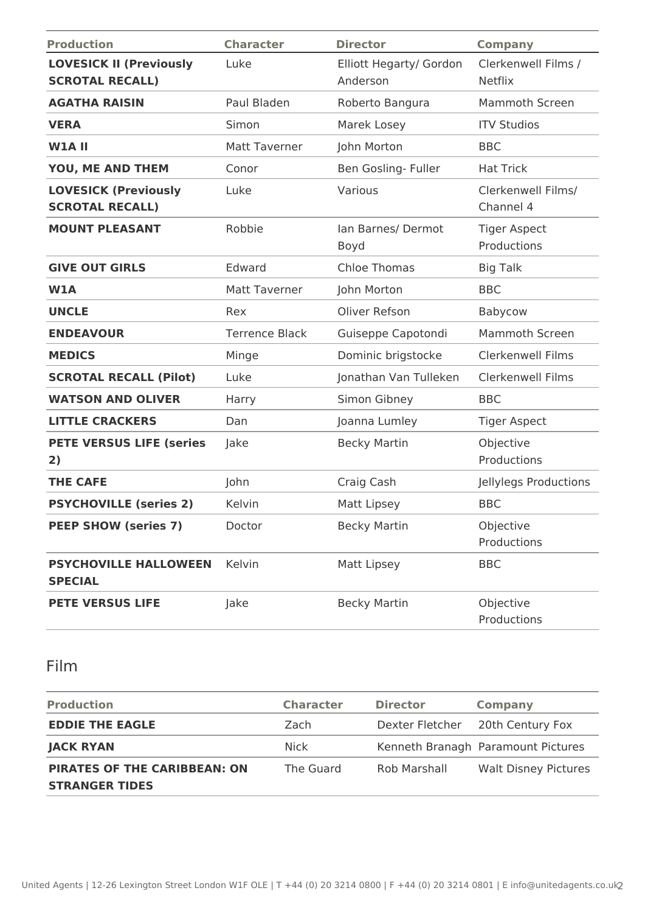| Production | Character | Director | Company |
|---|---|---|---|
| **LOVESICK II (Previously SCROTAL RECALL)** | Luke | Elliott Hegarty/ Gordon Anderson | Clerkenwell Films / Netflix |
| **AGATHA RAISIN** | Paul Bladen | Roberto Bangura | Mammoth Screen |
| **VERA** | Simon | Marek Losey | ITV Studios |
| **W1A II** | Matt Taverner | John Morton | BBC |
| **YOU, ME AND THEM** | Conor | Ben Gosling- Fuller | Hat Trick |
| **LOVESICK (Previously SCROTAL RECALL)** | Luke | Various | Clerkenwell Films/ Channel 4 |
| **MOUNT PLEASANT** | Robbie | Ian Barnes/ Dermot Boyd | Tiger Aspect Productions |
| **GIVE OUT GIRLS** | Edward | Chloe Thomas | Big Talk |
| **W1A** | Matt Taverner | John Morton | BBC |
| **UNCLE** | Rex | Oliver Refson | Babycow |
| **ENDEAVOUR** | Terrence Black | Guiseppe Capotondi | Mammoth Screen |
| **MEDICS** | Minge | Dominic brigstocke | Clerkenwell Films |
| **SCROTAL RECALL (Pilot)** | Luke | Jonathan Van Tulleken | Clerkenwell Films |
| **WATSON AND OLIVER** | Harry | Simon Gibney | BBC |
| **LITTLE CRACKERS** | Dan | Joanna Lumley | Tiger Aspect |
| **PETE VERSUS LIFE (series 2)** | Jake | Becky Martin | Objective Productions |
| **THE CAFE** | John | Craig Cash | Jellylegs Productions |
| **PSYCHOVILLE (series 2)** | Kelvin | Matt Lipsey | BBC |
| **PEEP SHOW (series 7)** | Doctor | Becky Martin | Objective Productions |
| **PSYCHOVILLE HALLOWEEN SPECIAL** | Kelvin | Matt Lipsey | BBC |
| **PETE VERSUS LIFE** | Jake | Becky Martin | Objective Productions |

## Film

| Production | Character | Director | Company |
|---|---|---|---|
| **EDDIE THE EAGLE** | Zach | Dexter Fletcher | 20th Century Fox |
| **JACK RYAN** | Nick | Kenneth Branagh | Paramount Pictures |
| **PIRATES OF THE CARIBBEAN: ON STRANGER TIDES** | The Guard | Rob Marshall | Walt Disney Pictures |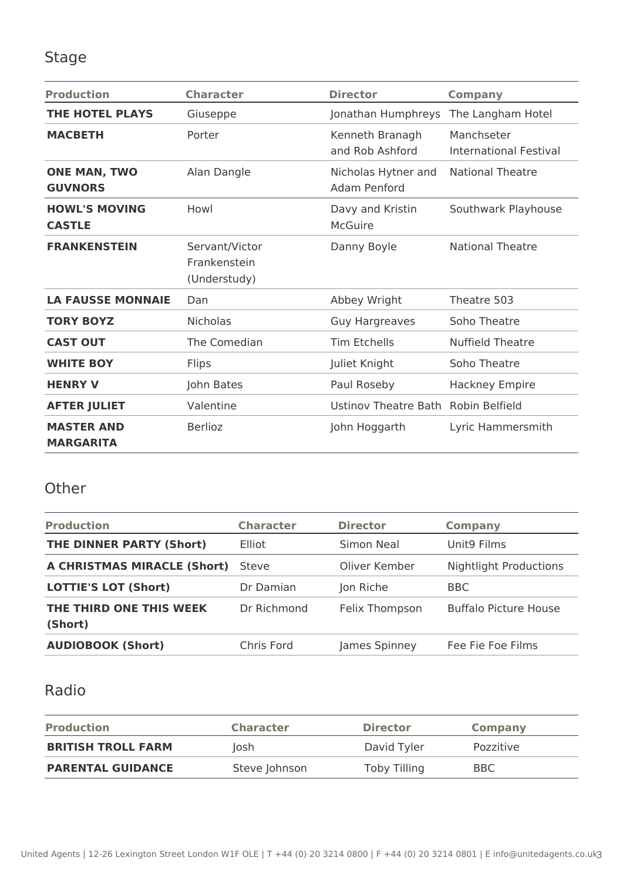## Stage

| Production | Character | Director | Company |
| --- | --- | --- | --- |
| **THE HOTEL PLAYS** | Giuseppe | Jonathan Humphreys | The Langham Hotel |
| **MACBETH** | Porter | Kenneth Branagh and Rob Ashford | Manchseter International Festival |
| **ONE MAN, TWO GUVNORS** | Alan Dangle | Nicholas Hytner and Adam Penford | National Theatre |
| **HOWL'S MOVING CASTLE** | Howl | Davy and Kristin McGuire | Southwark Playhouse |
| **FRANKENSTEIN** | Servant/Victor Frankenstein (Understudy) | Danny Boyle | National Theatre |
| **LA FAUSSE MONNAIE** | Dan | Abbey Wright | Theatre 503 |
| **TORY BOYZ** | Nicholas | Guy Hargreaves | Soho Theatre |
| **CAST OUT** | The Comedian | Tim Etchells | Nuffield Theatre |
| **WHITE BOY** | Flips | Juliet Knight | Soho Theatre |
| **HENRY V** | John Bates | Paul Roseby | Hackney Empire |
| **AFTER JULIET** | Valentine | Ustinov Theatre Bath | Robin Belfield |
| **MASTER AND MARGARITA** | Berlioz | John Hoggarth | Lyric Hammersmith |

## Other

| Production | Character | Director | Company |
| --- | --- | --- | --- |
| **THE DINNER PARTY (Short)** | Elliot | Simon Neal | Unit9 Films |
| **A CHRISTMAS MIRACLE (Short)** | Steve | Oliver Kember | Nightlight Productions |
| **LOTTIE'S LOT (Short)** | Dr Damian | Jon Riche | BBC |
| **THE THIRD ONE THIS WEEK (Short)** | Dr Richmond | Felix Thompson | Buffalo Picture House |
| **AUDIOBOOK (Short)** | Chris Ford | James Spinney | Fee Fie Foe Films |

## Radio

| Production | Character | Director | Company |
| --- | --- | --- | --- |
| **BRITISH TROLL FARM** | Josh | David Tyler | Pozzitive |
| **PARENTAL GUIDANCE** | Steve Johnson | Toby Tilling | BBC |